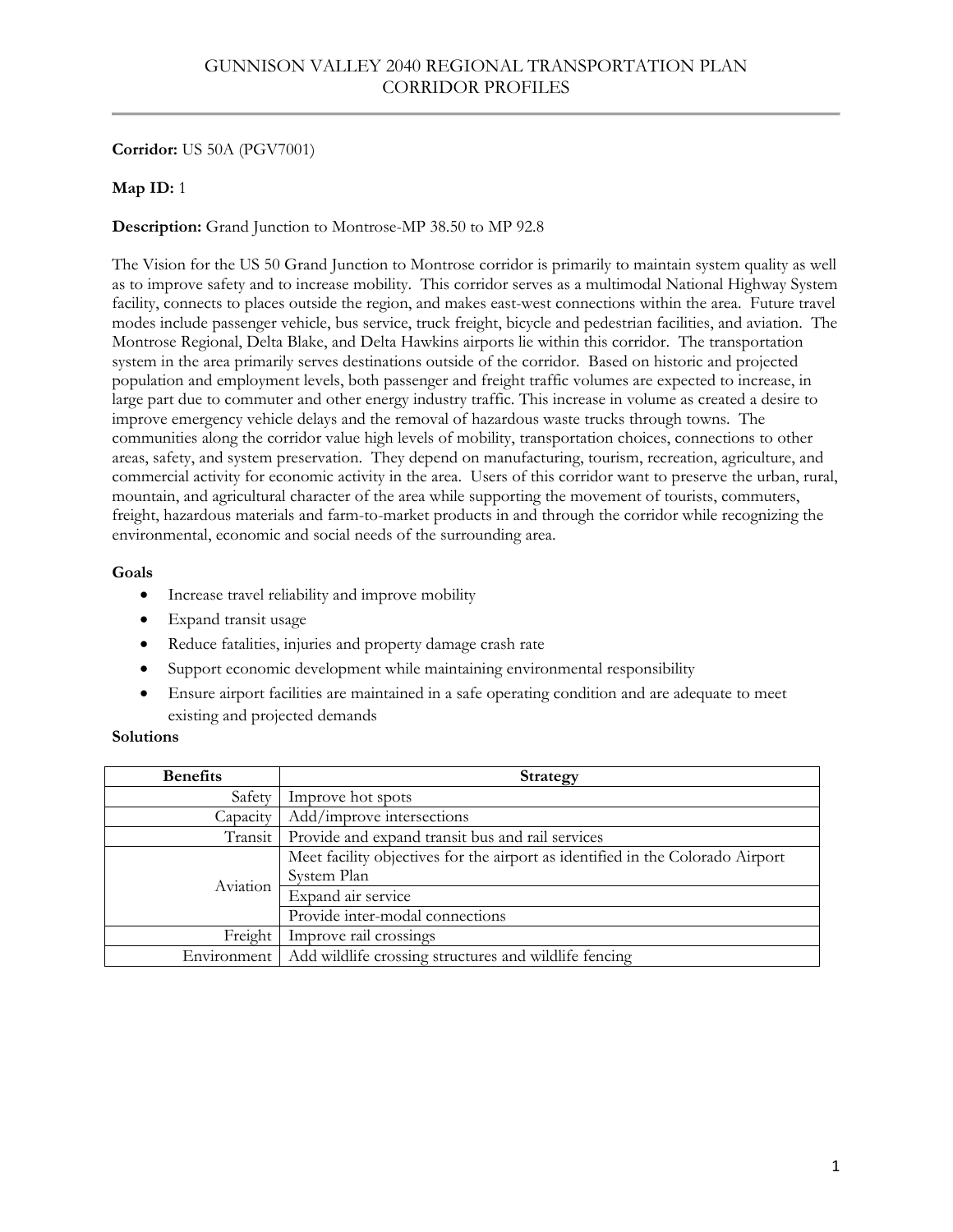# GUNNISON VALLEY 2040 REGIONAL TRANSPORTATION PLAN
## CORRIDOR PROFILES

**Corridor:** US 50A (PGV7001)

**Map ID:** 1

**Description:** Grand Junction to Montrose-MP 38.50 to MP 92.8

The Vision for the US 50 Grand Junction to Montrose corridor is primarily to maintain system quality as well as to improve safety and to increase mobility. This corridor serves as a multimodal National Highway System facility, connects to places outside the region, and makes east-west connections within the area. Future travel modes include passenger vehicle, bus service, truck freight, bicycle and pedestrian facilities, and aviation. The Montrose Regional, Delta Blake, and Delta Hawkins airports lie within this corridor. The transportation system in the area primarily serves destinations outside of the corridor. Based on historic and projected population and employment levels, both passenger and freight traffic volumes are expected to increase, in large part due to commuter and other energy industry traffic. This increase in volume as created a desire to improve emergency vehicle delays and the removal of hazardous waste trucks through towns. The communities along the corridor value high levels of mobility, transportation choices, connections to other areas, safety, and system preservation. They depend on manufacturing, tourism, recreation, agriculture, and commercial activity for economic activity in the area. Users of this corridor want to preserve the urban, rural, mountain, and agricultural character of the area while supporting the movement of tourists, commuters, freight, hazardous materials and farm-to-market products in and through the corridor while recognizing the environmental, economic and social needs of the surrounding area.

**Goals**

- Increase travel reliability and improve mobility
- Expand transit usage
- Reduce fatalities, injuries and property damage crash rate
- Support economic development while maintaining environmental responsibility
- Ensure airport facilities are maintained in a safe operating condition and are adequate to meet existing and projected demands

**Solutions**

| Benefits | Strategy |
|---|---|
| Safety | Improve hot spots |
| Capacity | Add/improve intersections |
| Transit | Provide and expand transit bus and rail services |
| Aviation | Meet facility objectives for the airport as identified in the Colorado Airport System Plan |
| | Expand air service |
| | Provide inter-modal connections |
| Freight | Improve rail crossings |
| Environment | Add wildlife crossing structures and wildlife fencing |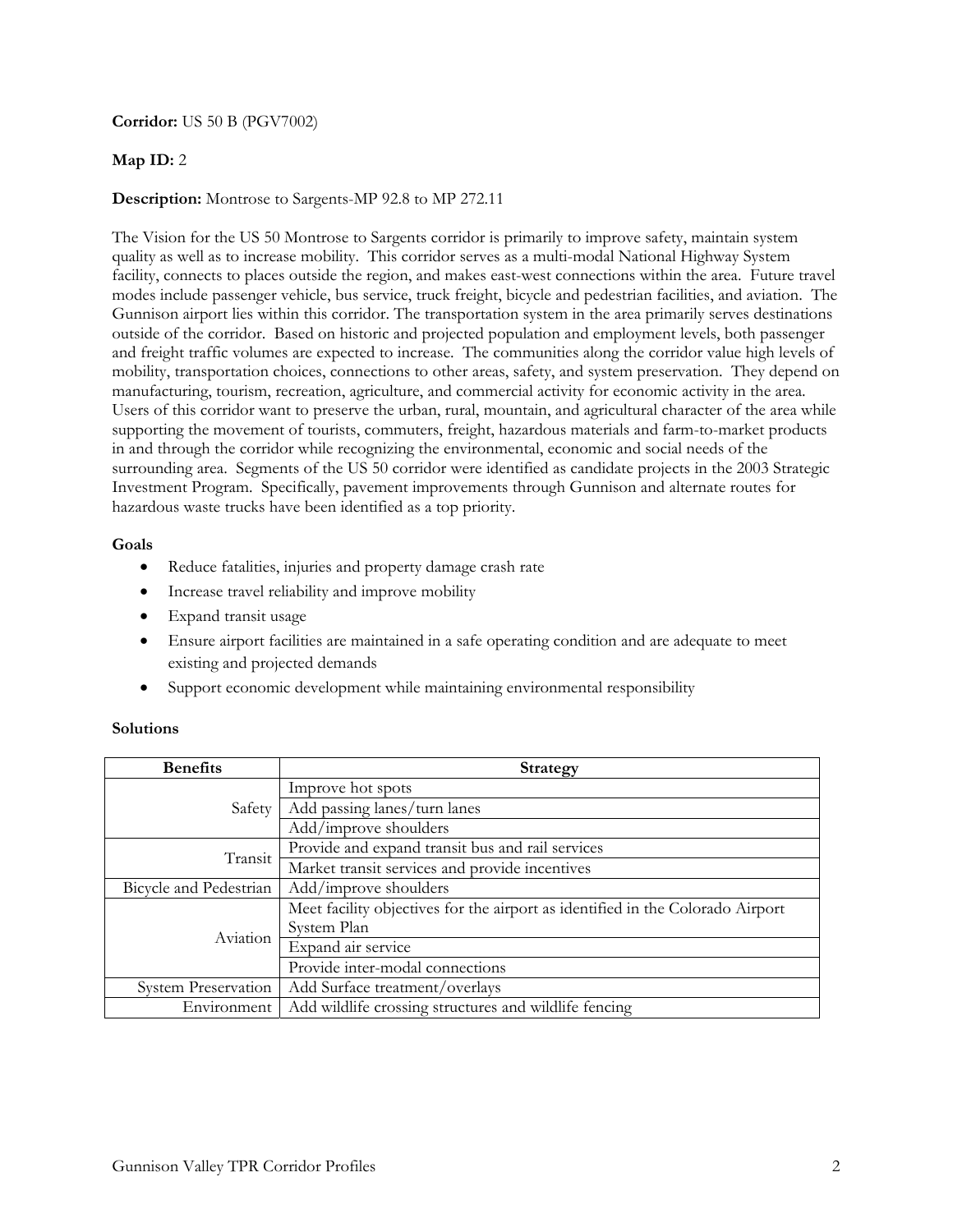**Corridor:** US 50 B (PGV7002)

**Map ID:** 2

**Description:** Montrose to Sargents-MP 92.8 to MP 272.11

The Vision for the US 50 Montrose to Sargents corridor is primarily to improve safety, maintain system quality as well as to increase mobility. This corridor serves as a multi-modal National Highway System facility, connects to places outside the region, and makes east-west connections within the area. Future travel modes include passenger vehicle, bus service, truck freight, bicycle and pedestrian facilities, and aviation. The Gunnison airport lies within this corridor. The transportation system in the area primarily serves destinations outside of the corridor. Based on historic and projected population and employment levels, both passenger and freight traffic volumes are expected to increase. The communities along the corridor value high levels of mobility, transportation choices, connections to other areas, safety, and system preservation. They depend on manufacturing, tourism, recreation, agriculture, and commercial activity for economic activity in the area. Users of this corridor want to preserve the urban, rural, mountain, and agricultural character of the area while supporting the movement of tourists, commuters, freight, hazardous materials and farm-to-market products in and through the corridor while recognizing the environmental, economic and social needs of the surrounding area. Segments of the US 50 corridor were identified as candidate projects in the 2003 Strategic Investment Program. Specifically, pavement improvements through Gunnison and alternate routes for hazardous waste trucks have been identified as a top priority.

**Goals**

- Reduce fatalities, injuries and property damage crash rate
- Increase travel reliability and improve mobility
- Expand transit usage
- Ensure airport facilities are maintained in a safe operating condition and are adequate to meet existing and projected demands
- Support economic development while maintaining environmental responsibility

**Solutions**

| Benefits | Strategy |
|---|---|
| Safety | Improve hot spots |
| | Add passing lanes/turn lanes |
| | Add/improve shoulders |
| Transit | Provide and expand transit bus and rail services |
| | Market transit services and provide incentives |
| Bicycle and Pedestrian | Add/improve shoulders |
| Aviation | Meet facility objectives for the airport as identified in the Colorado Airport System Plan |
| | Expand air service |
| | Provide inter-modal connections |
| System Preservation | Add Surface treatment/overlays |
| Environment | Add wildlife crossing structures and wildlife fencing |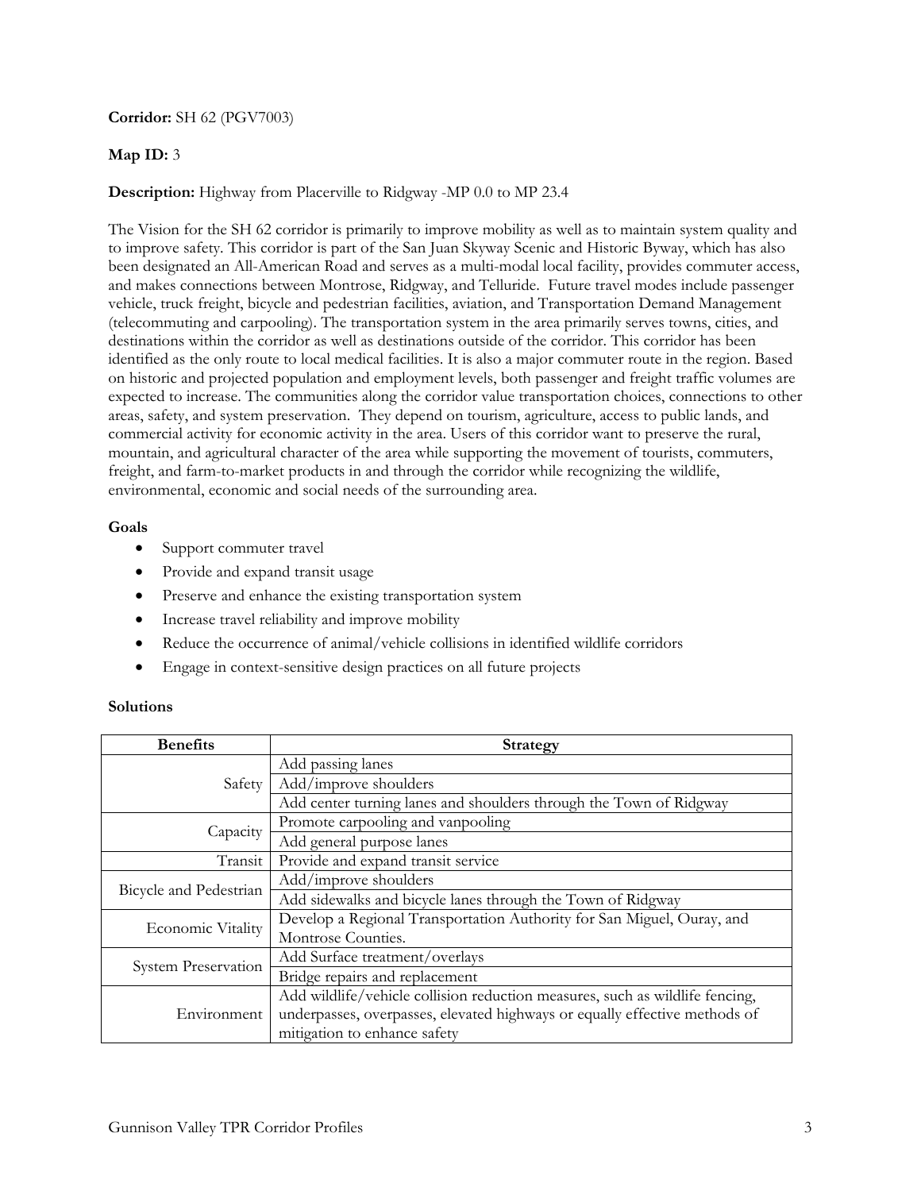**Corridor:** SH 62 (PGV7003)

**Map ID:** 3

**Description:** Highway from Placerville to Ridgway -MP 0.0 to MP 23.4

The Vision for the SH 62 corridor is primarily to improve mobility as well as to maintain system quality and to improve safety. This corridor is part of the San Juan Skyway Scenic and Historic Byway, which has also been designated an All-American Road and serves as a multi-modal local facility, provides commuter access, and makes connections between Montrose, Ridgway, and Telluride. Future travel modes include passenger vehicle, truck freight, bicycle and pedestrian facilities, aviation, and Transportation Demand Management (telecommuting and carpooling). The transportation system in the area primarily serves towns, cities, and destinations within the corridor as well as destinations outside of the corridor. This corridor has been identified as the only route to local medical facilities. It is also a major commuter route in the region. Based on historic and projected population and employment levels, both passenger and freight traffic volumes are expected to increase. The communities along the corridor value transportation choices, connections to other areas, safety, and system preservation. They depend on tourism, agriculture, access to public lands, and commercial activity for economic activity in the area. Users of this corridor want to preserve the rural, mountain, and agricultural character of the area while supporting the movement of tourists, commuters, freight, and farm-to-market products in and through the corridor while recognizing the wildlife, environmental, economic and social needs of the surrounding area.

**Goals**

- Support commuter travel
- Provide and expand transit usage
- Preserve and enhance the existing transportation system
- Increase travel reliability and improve mobility
- Reduce the occurrence of animal/vehicle collisions in identified wildlife corridors
- Engage in context-sensitive design practices on all future projects

**Solutions**

| Benefits | Strategy |
|---|---|
| Safety | Add passing lanes |
| | Add/improve shoulders |
| | Add center turning lanes and shoulders through the Town of Ridgway |
| Capacity | Promote carpooling and vanpooling |
| | Add general purpose lanes |
| Transit | Provide and expand transit service |
| Bicycle and Pedestrian | Add/improve shoulders |
| | Add sidewalks and bicycle lanes through the Town of Ridgway |
| Economic Vitality | Develop a Regional Transportation Authority for San Miguel, Ouray, and Montrose Counties. |
| System Preservation | Add Surface treatment/overlays |
| | Bridge repairs and replacement |
| Environment | Add wildlife/vehicle collision reduction measures, such as wildlife fencing, underpasses, overpasses, elevated highways or equally effective methods of mitigation to enhance safety |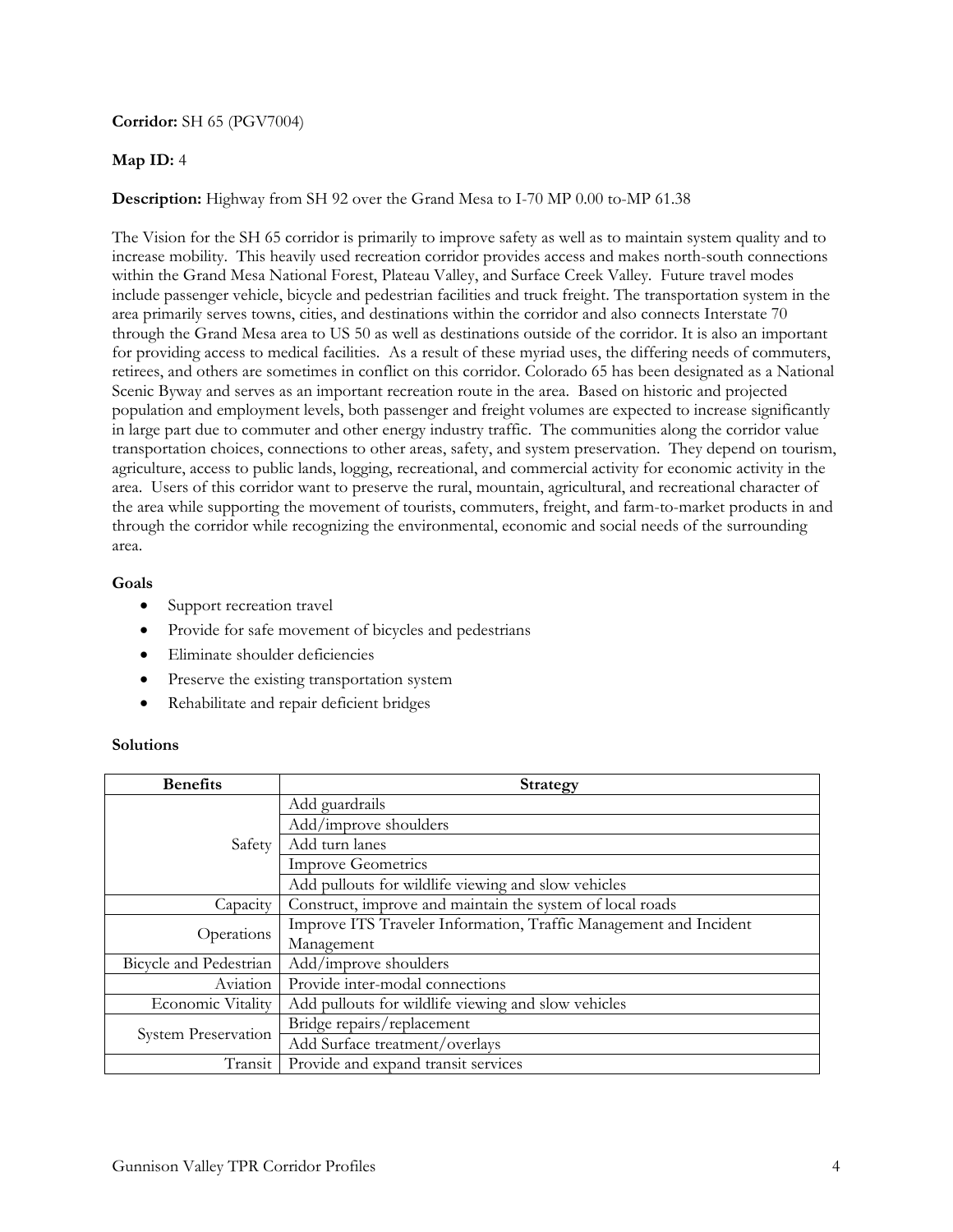**Corridor:** SH 65 (PGV7004)

**Map ID:** 4

**Description:** Highway from SH 92 over the Grand Mesa to I-70 MP 0.00 to-MP 61.38

The Vision for the SH 65 corridor is primarily to improve safety as well as to maintain system quality and to increase mobility. This heavily used recreation corridor provides access and makes north-south connections within the Grand Mesa National Forest, Plateau Valley, and Surface Creek Valley. Future travel modes include passenger vehicle, bicycle and pedestrian facilities and truck freight. The transportation system in the area primarily serves towns, cities, and destinations within the corridor and also connects Interstate 70 through the Grand Mesa area to US 50 as well as destinations outside of the corridor. It is also an important for providing access to medical facilities. As a result of these myriad uses, the differing needs of commuters, retirees, and others are sometimes in conflict on this corridor. Colorado 65 has been designated as a National Scenic Byway and serves as an important recreation route in the area. Based on historic and projected population and employment levels, both passenger and freight volumes are expected to increase significantly in large part due to commuter and other energy industry traffic. The communities along the corridor value transportation choices, connections to other areas, safety, and system preservation. They depend on tourism, agriculture, access to public lands, logging, recreational, and commercial activity for economic activity in the area. Users of this corridor want to preserve the rural, mountain, agricultural, and recreational character of the area while supporting the movement of tourists, commuters, freight, and farm-to-market products in and through the corridor while recognizing the environmental, economic and social needs of the surrounding area.

**Goals**

- Support recreation travel
- Provide for safe movement of bicycles and pedestrians
- Eliminate shoulder deficiencies
- Preserve the existing transportation system
- Rehabilitate and repair deficient bridges

**Solutions**

| Benefits | Strategy |
|---|---|
| Safety | Add guardrails |
| | Add/improve shoulders |
| | Add turn lanes |
| | Improve Geometrics |
| | Add pullouts for wildlife viewing and slow vehicles |
| Capacity | Construct, improve and maintain the system of local roads |
| Operations | Improve ITS Traveler Information, Traffic Management and Incident Management |
| Bicycle and Pedestrian | Add/improve shoulders |
| Aviation | Provide inter-modal connections |
| Economic Vitality | Add pullouts for wildlife viewing and slow vehicles |
| System Preservation | Bridge repairs/replacement |
| | Add Surface treatment/overlays |
| Transit | Provide and expand transit services |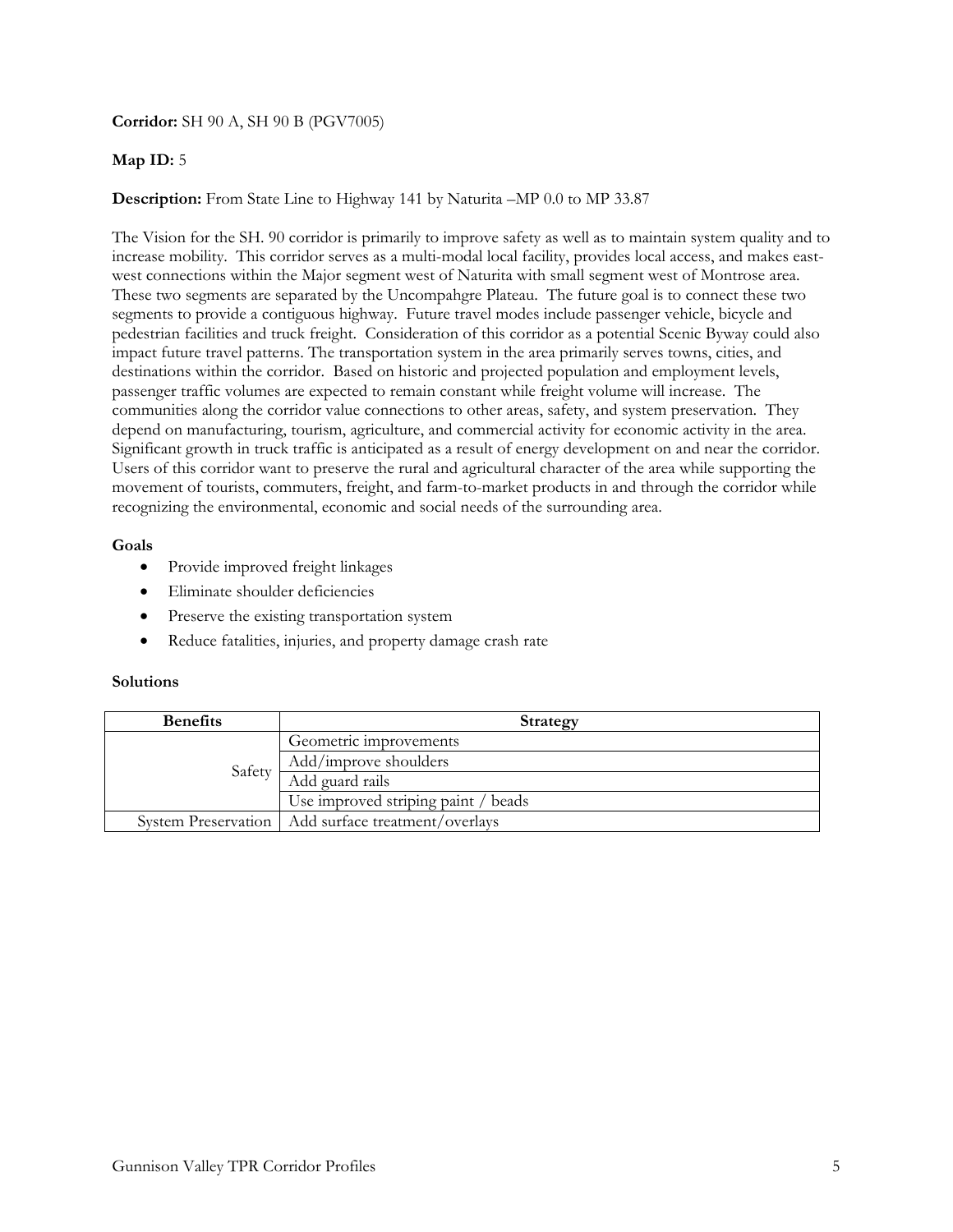**Corridor:** SH 90 A, SH 90 B (PGV7005)

**Map ID:** 5

**Description:** From State Line to Highway 141 by Naturita –MP 0.0 to MP 33.87

The Vision for the SH. 90 corridor is primarily to improve safety as well as to maintain system quality and to increase mobility. This corridor serves as a multi-modal local facility, provides local access, and makes east-west connections within the Major segment west of Naturita with small segment west of Montrose area. These two segments are separated by the Uncompahgre Plateau. The future goal is to connect these two segments to provide a contiguous highway. Future travel modes include passenger vehicle, bicycle and pedestrian facilities and truck freight. Consideration of this corridor as a potential Scenic Byway could also impact future travel patterns. The transportation system in the area primarily serves towns, cities, and destinations within the corridor. Based on historic and projected population and employment levels, passenger traffic volumes are expected to remain constant while freight volume will increase. The communities along the corridor value connections to other areas, safety, and system preservation. They depend on manufacturing, tourism, agriculture, and commercial activity for economic activity in the area. Significant growth in truck traffic is anticipated as a result of energy development on and near the corridor. Users of this corridor want to preserve the rural and agricultural character of the area while supporting the movement of tourists, commuters, freight, and farm-to-market products in and through the corridor while recognizing the environmental, economic and social needs of the surrounding area.

**Goals**

- Provide improved freight linkages
- Eliminate shoulder deficiencies
- Preserve the existing transportation system
- Reduce fatalities, injuries, and property damage crash rate

**Solutions**

| Benefits | Strategy |
|---|---|
| Safety | Geometric improvements |
| | Add/improve shoulders |
| | Add guard rails |
| | Use improved striping paint / beads |
| System Preservation | Add surface treatment/overlays |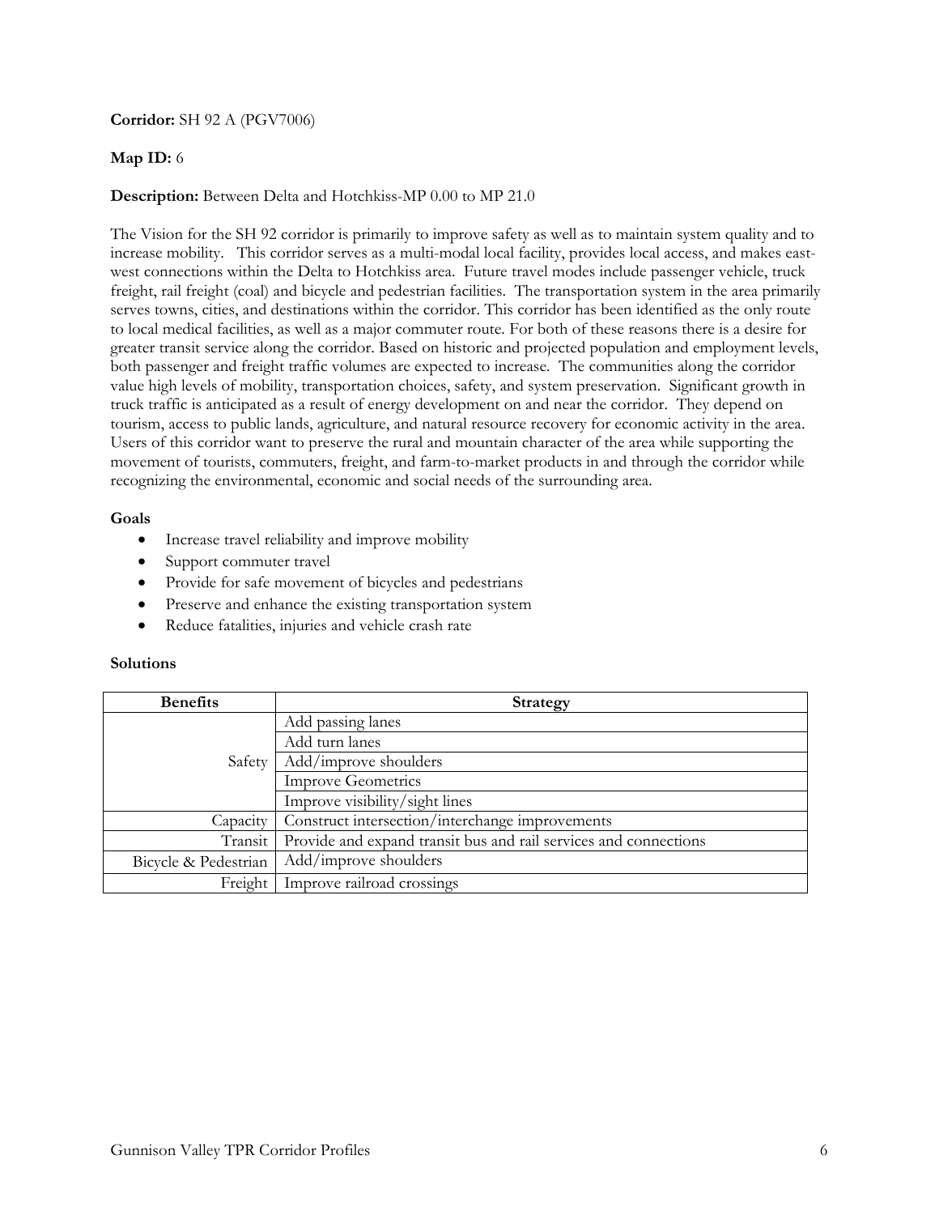**Corridor:** SH 92 A (PGV7006)

**Map ID:** 6

**Description:** Between Delta and Hotchkiss-MP 0.00 to MP 21.0

The Vision for the SH 92 corridor is primarily to improve safety as well as to maintain system quality and to increase mobility. This corridor serves as a multi-modal local facility, provides local access, and makes east-west connections within the Delta to Hotchkiss area. Future travel modes include passenger vehicle, truck freight, rail freight (coal) and bicycle and pedestrian facilities. The transportation system in the area primarily serves towns, cities, and destinations within the corridor. This corridor has been identified as the only route to local medical facilities, as well as a major commuter route. For both of these reasons there is a desire for greater transit service along the corridor. Based on historic and projected population and employment levels, both passenger and freight traffic volumes are expected to increase. The communities along the corridor value high levels of mobility, transportation choices, safety, and system preservation. Significant growth in truck traffic is anticipated as a result of energy development on and near the corridor. They depend on tourism, access to public lands, agriculture, and natural resource recovery for economic activity in the area. Users of this corridor want to preserve the rural and mountain character of the area while supporting the movement of tourists, commuters, freight, and farm-to-market products in and through the corridor while recognizing the environmental, economic and social needs of the surrounding area.

**Goals**

- Increase travel reliability and improve mobility
- Support commuter travel
- Provide for safe movement of bicycles and pedestrians
- Preserve and enhance the existing transportation system
- Reduce fatalities, injuries and vehicle crash rate

**Solutions**

| Benefits | Strategy |
|---|---|
| Safety | Add passing lanes |
| | Add turn lanes |
| | Add/improve shoulders |
| | Improve Geometrics |
| | Improve visibility/sight lines |
| Capacity | Construct intersection/interchange improvements |
| Transit | Provide and expand transit bus and rail services and connections |
| Bicycle & Pedestrian | Add/improve shoulders |
| Freight | Improve railroad crossings |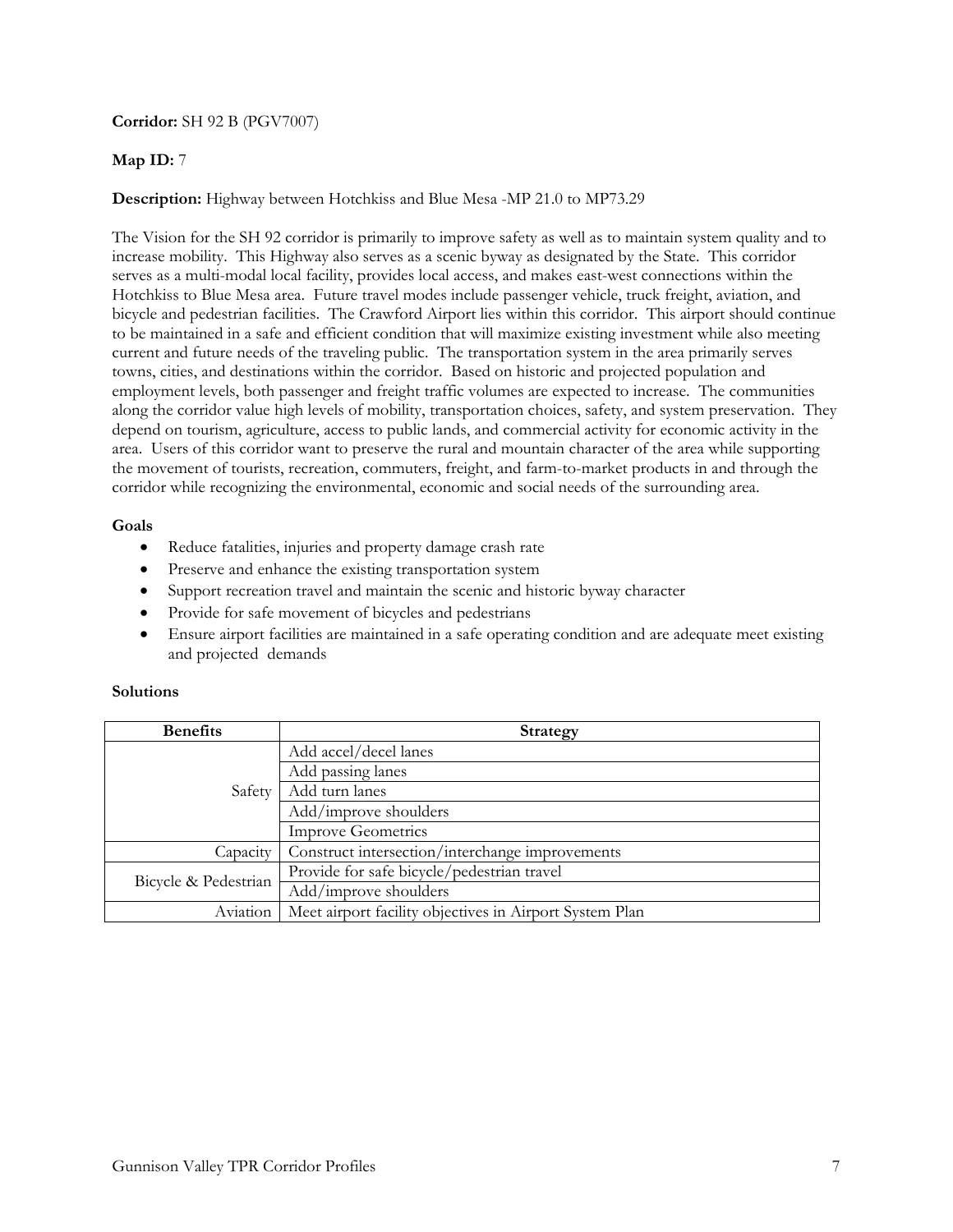**Corridor:** SH 92 B (PGV7007)

**Map ID:** 7

**Description:** Highway between Hotchkiss and Blue Mesa -MP 21.0 to MP73.29

The Vision for the SH 92 corridor is primarily to improve safety as well as to maintain system quality and to increase mobility. This Highway also serves as a scenic byway as designated by the State. This corridor serves as a multi-modal local facility, provides local access, and makes east-west connections within the Hotchkiss to Blue Mesa area. Future travel modes include passenger vehicle, truck freight, aviation, and bicycle and pedestrian facilities. The Crawford Airport lies within this corridor. This airport should continue to be maintained in a safe and efficient condition that will maximize existing investment while also meeting current and future needs of the traveling public. The transportation system in the area primarily serves towns, cities, and destinations within the corridor. Based on historic and projected population and employment levels, both passenger and freight traffic volumes are expected to increase. The communities along the corridor value high levels of mobility, transportation choices, safety, and system preservation. They depend on tourism, agriculture, access to public lands, and commercial activity for economic activity in the area. Users of this corridor want to preserve the rural and mountain character of the area while supporting the movement of tourists, recreation, commuters, freight, and farm-to-market products in and through the corridor while recognizing the environmental, economic and social needs of the surrounding area.

**Goals**

- Reduce fatalities, injuries and property damage crash rate
- Preserve and enhance the existing transportation system
- Support recreation travel and maintain the scenic and historic byway character
- Provide for safe movement of bicycles and pedestrians
- Ensure airport facilities are maintained in a safe operating condition and are adequate meet existing and projected demands

**Solutions**

| Benefits | Strategy |
|---|---|
| Safety | Add accel/decel lanes |
| | Add passing lanes |
| | Add turn lanes |
| | Add/improve shoulders |
| | Improve Geometrics |
| Capacity | Construct intersection/interchange improvements |
| Bicycle & Pedestrian | Provide for safe bicycle/pedestrian travel |
| | Add/improve shoulders |
| Aviation | Meet airport facility objectives in Airport System Plan |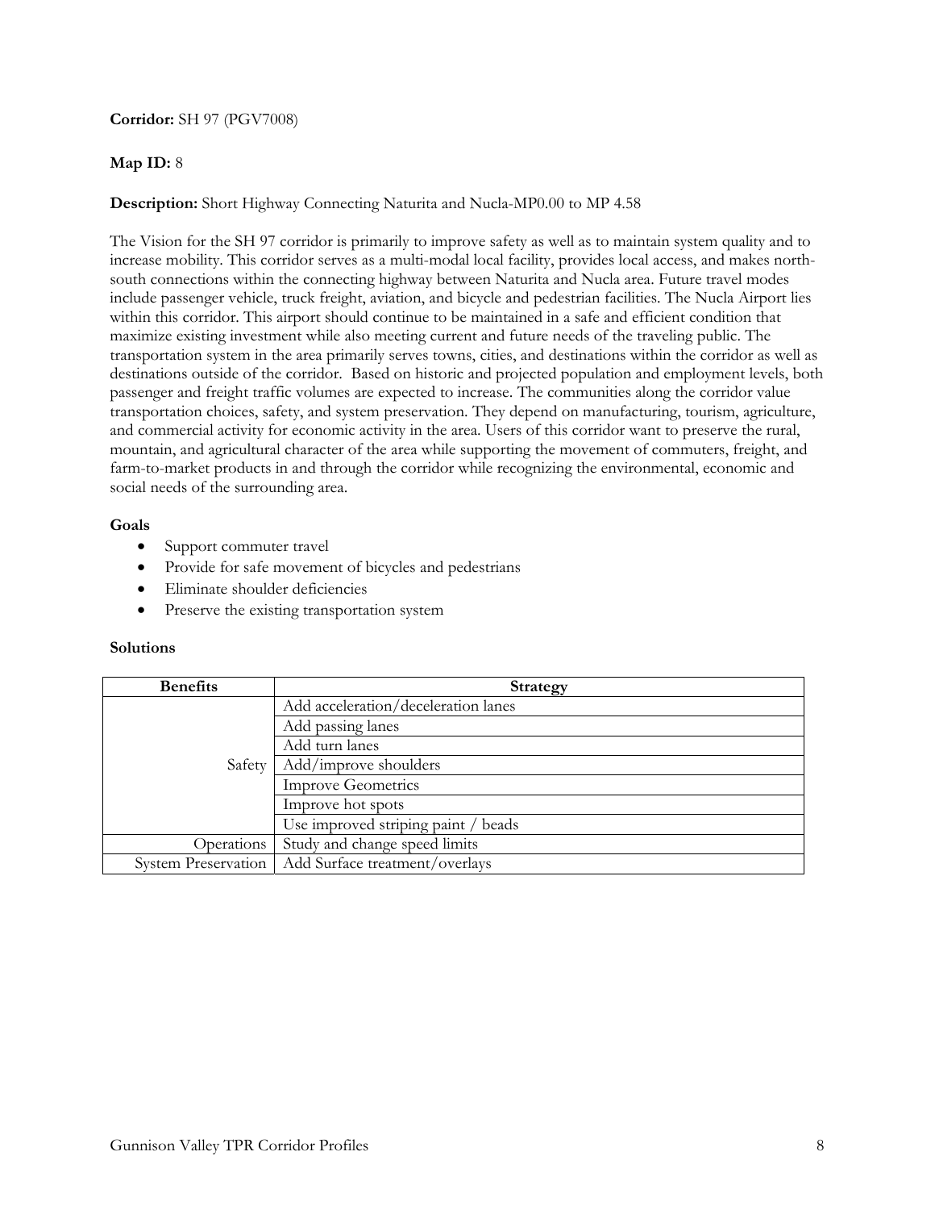**Corridor:** SH 97 (PGV7008)

**Map ID:** 8

**Description:** Short Highway Connecting Naturita and Nucla-MP0.00 to MP 4.58

The Vision for the SH 97 corridor is primarily to improve safety as well as to maintain system quality and to increase mobility. This corridor serves as a multi-modal local facility, provides local access, and makes north-south connections within the connecting highway between Naturita and Nucla area. Future travel modes include passenger vehicle, truck freight, aviation, and bicycle and pedestrian facilities. The Nucla Airport lies within this corridor. This airport should continue to be maintained in a safe and efficient condition that maximize existing investment while also meeting current and future needs of the traveling public. The transportation system in the area primarily serves towns, cities, and destinations within the corridor as well as destinations outside of the corridor. Based on historic and projected population and employment levels, both passenger and freight traffic volumes are expected to increase. The communities along the corridor value transportation choices, safety, and system preservation. They depend on manufacturing, tourism, agriculture, and commercial activity for economic activity in the area. Users of this corridor want to preserve the rural, mountain, and agricultural character of the area while supporting the movement of commuters, freight, and farm-to-market products in and through the corridor while recognizing the environmental, economic and social needs of the surrounding area.

**Goals**

- Support commuter travel
- Provide for safe movement of bicycles and pedestrians
- Eliminate shoulder deficiencies
- Preserve the existing transportation system

**Solutions**

| Benefits | Strategy |
|---|---|
| Safety | Add acceleration/deceleration lanes |
| | Add passing lanes |
| | Add turn lanes |
| | Add/improve shoulders |
| | Improve Geometrics |
| | Improve hot spots |
| | Use improved striping paint / beads |
| Operations | Study and change speed limits |
| System Preservation | Add Surface treatment/overlays |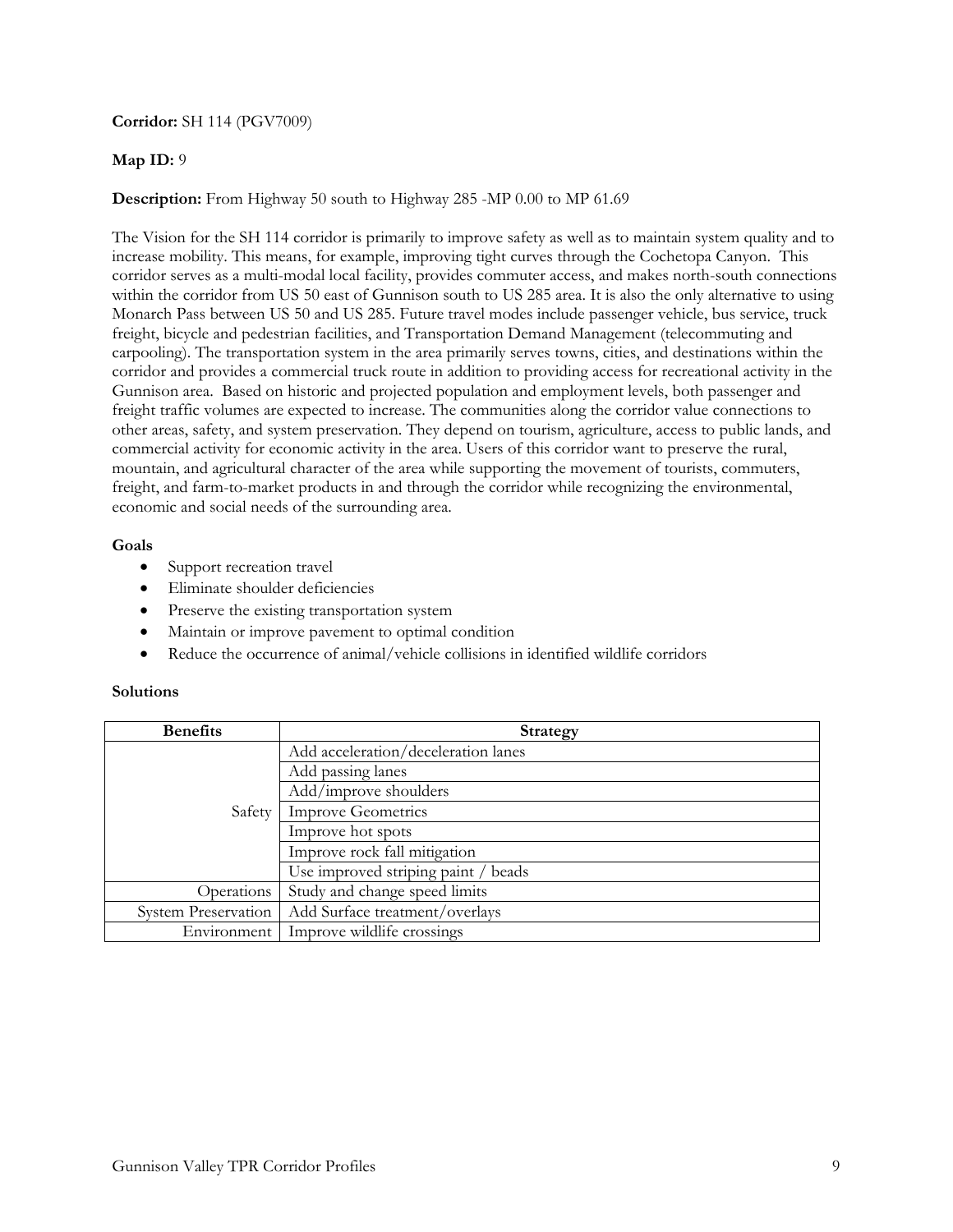**Corridor:** SH 114 (PGV7009)

**Map ID:** 9

**Description:** From Highway 50 south to Highway 285 -MP 0.00 to MP 61.69

The Vision for the SH 114 corridor is primarily to improve safety as well as to maintain system quality and to increase mobility. This means, for example, improving tight curves through the Cochetopa Canyon. This corridor serves as a multi-modal local facility, provides commuter access, and makes north-south connections within the corridor from US 50 east of Gunnison south to US 285 area. It is also the only alternative to using Monarch Pass between US 50 and US 285. Future travel modes include passenger vehicle, bus service, truck freight, bicycle and pedestrian facilities, and Transportation Demand Management (telecommuting and carpooling). The transportation system in the area primarily serves towns, cities, and destinations within the corridor and provides a commercial truck route in addition to providing access for recreational activity in the Gunnison area. Based on historic and projected population and employment levels, both passenger and freight traffic volumes are expected to increase. The communities along the corridor value connections to other areas, safety, and system preservation. They depend on tourism, agriculture, access to public lands, and commercial activity for economic activity in the area. Users of this corridor want to preserve the rural, mountain, and agricultural character of the area while supporting the movement of tourists, commuters, freight, and farm-to-market products in and through the corridor while recognizing the environmental, economic and social needs of the surrounding area.

**Goals**

- Support recreation travel
- Eliminate shoulder deficiencies
- Preserve the existing transportation system
- Maintain or improve pavement to optimal condition
- Reduce the occurrence of animal/vehicle collisions in identified wildlife corridors

**Solutions**

| Benefits | Strategy |
|---|---|
| Safety | Add acceleration/deceleration lanes |
| | Add passing lanes |
| | Add/improve shoulders |
| | Improve Geometrics |
| | Improve hot spots |
| | Improve rock fall mitigation |
| | Use improved striping paint / beads |
| Operations | Study and change speed limits |
| System Preservation | Add Surface treatment/overlays |
| Environment | Improve wildlife crossings |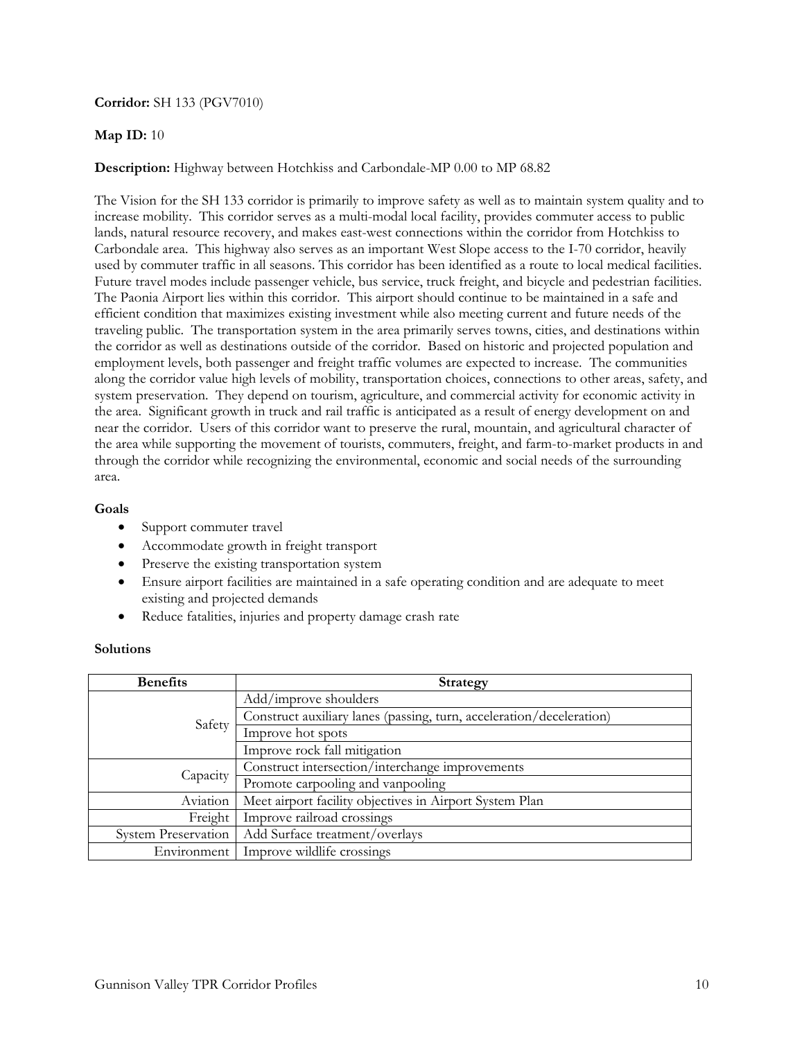**Corridor:** SH 133 (PGV7010)

**Map ID:** 10

**Description:** Highway between Hotchkiss and Carbondale-MP 0.00 to MP 68.82

The Vision for the SH 133 corridor is primarily to improve safety as well as to maintain system quality and to increase mobility. This corridor serves as a multi-modal local facility, provides commuter access to public lands, natural resource recovery, and makes east-west connections within the corridor from Hotchkiss to Carbondale area. This highway also serves as an important West Slope access to the I-70 corridor, heavily used by commuter traffic in all seasons. This corridor has been identified as a route to local medical facilities. Future travel modes include passenger vehicle, bus service, truck freight, and bicycle and pedestrian facilities. The Paonia Airport lies within this corridor. This airport should continue to be maintained in a safe and efficient condition that maximizes existing investment while also meeting current and future needs of the traveling public. The transportation system in the area primarily serves towns, cities, and destinations within the corridor as well as destinations outside of the corridor. Based on historic and projected population and employment levels, both passenger and freight traffic volumes are expected to increase. The communities along the corridor value high levels of mobility, transportation choices, connections to other areas, safety, and system preservation. They depend on tourism, agriculture, and commercial activity for economic activity in the area. Significant growth in truck and rail traffic is anticipated as a result of energy development on and near the corridor. Users of this corridor want to preserve the rural, mountain, and agricultural character of the area while supporting the movement of tourists, commuters, freight, and farm-to-market products in and through the corridor while recognizing the environmental, economic and social needs of the surrounding area.

**Goals**

- Support commuter travel
- Accommodate growth in freight transport
- Preserve the existing transportation system
- Ensure airport facilities are maintained in a safe operating condition and are adequate to meet existing and projected demands
- Reduce fatalities, injuries and property damage crash rate

**Solutions**

| Benefits | Strategy |
|---|---|
| Safety | Add/improve shoulders |
| | Construct auxiliary lanes (passing, turn, acceleration/deceleration) |
| | Improve hot spots |
| | Improve rock fall mitigation |
| Capacity | Construct intersection/interchange improvements |
| | Promote carpooling and vanpooling |
| Aviation | Meet airport facility objectives in Airport System Plan |
| Freight | Improve railroad crossings |
| System Preservation | Add Surface treatment/overlays |
| Environment | Improve wildlife crossings |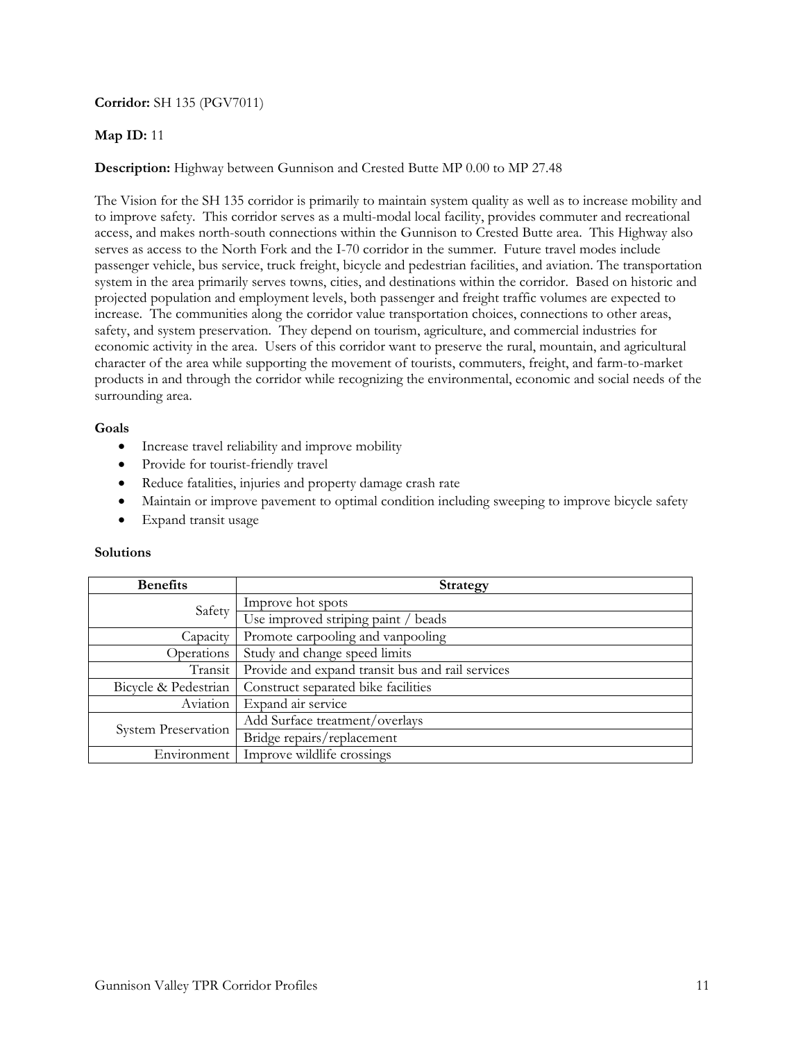**Corridor:** SH 135 (PGV7011)

**Map ID:** 11

**Description:** Highway between Gunnison and Crested Butte MP 0.00 to MP 27.48

The Vision for the SH 135 corridor is primarily to maintain system quality as well as to increase mobility and to improve safety. This corridor serves as a multi-modal local facility, provides commuter and recreational access, and makes north-south connections within the Gunnison to Crested Butte area. This Highway also serves as access to the North Fork and the I-70 corridor in the summer. Future travel modes include passenger vehicle, bus service, truck freight, bicycle and pedestrian facilities, and aviation. The transportation system in the area primarily serves towns, cities, and destinations within the corridor. Based on historic and projected population and employment levels, both passenger and freight traffic volumes are expected to increase. The communities along the corridor value transportation choices, connections to other areas, safety, and system preservation. They depend on tourism, agriculture, and commercial industries for economic activity in the area. Users of this corridor want to preserve the rural, mountain, and agricultural character of the area while supporting the movement of tourists, commuters, freight, and farm-to-market products in and through the corridor while recognizing the environmental, economic and social needs of the surrounding area.

**Goals**

- Increase travel reliability and improve mobility
- Provide for tourist-friendly travel
- Reduce fatalities, injuries and property damage crash rate
- Maintain or improve pavement to optimal condition including sweeping to improve bicycle safety
- Expand transit usage

**Solutions**

| Benefits | Strategy |
|---|---|
| Safety | Improve hot spots |
| | Use improved striping paint / beads |
| Capacity | Promote carpooling and vanpooling |
| Operations | Study and change speed limits |
| Transit | Provide and expand transit bus and rail services |
| Bicycle & Pedestrian | Construct separated bike facilities |
| Aviation | Expand air service |
| System Preservation | Add Surface treatment/overlays |
| | Bridge repairs/replacement |
| Environment | Improve wildlife crossings |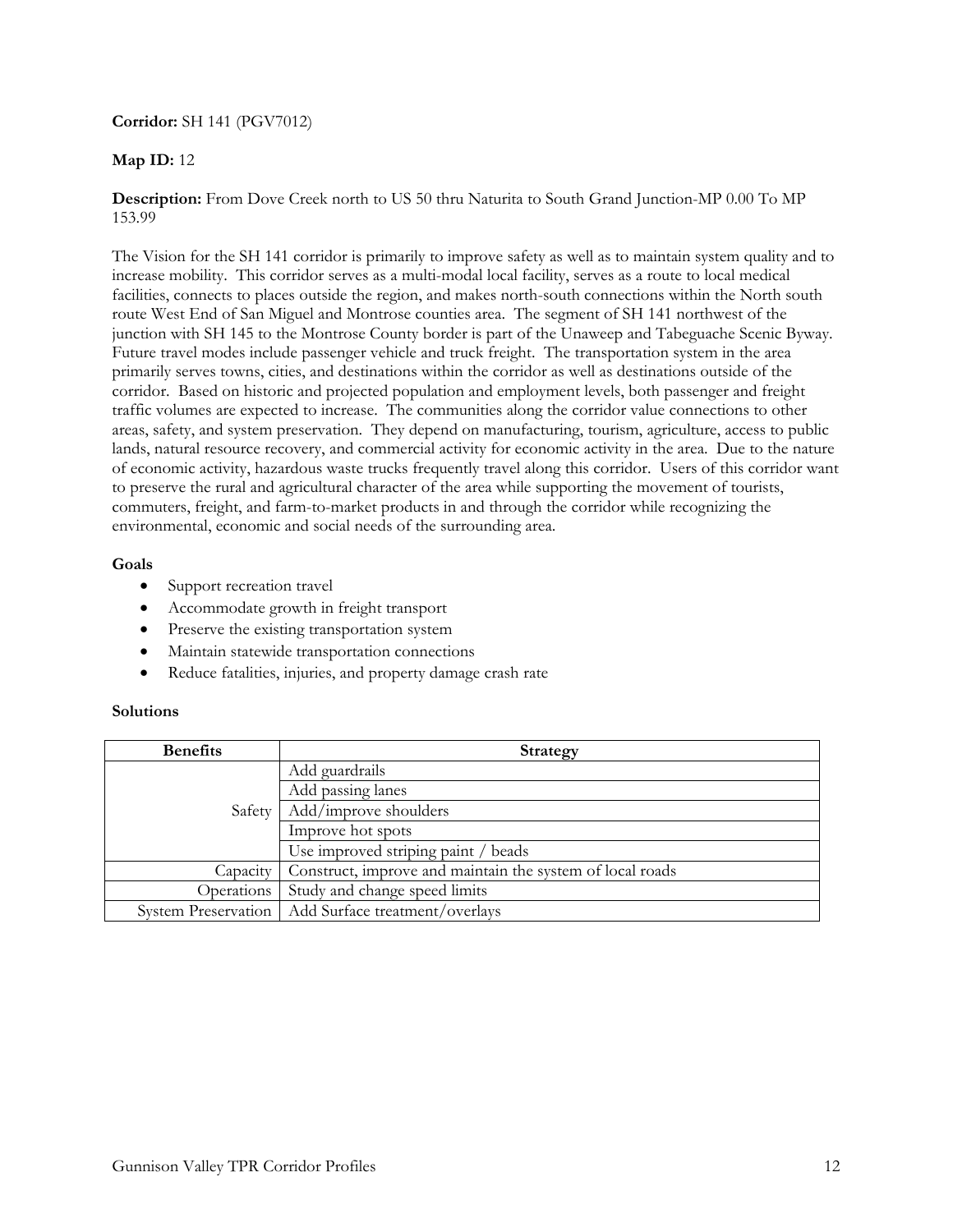**Corridor:** SH 141 (PGV7012)

**Map ID:** 12

**Description:** From Dove Creek north to US 50 thru Naturita to South Grand Junction-MP 0.00 To MP 153.99

The Vision for the SH 141 corridor is primarily to improve safety as well as to maintain system quality and to increase mobility. This corridor serves as a multi-modal local facility, serves as a route to local medical facilities, connects to places outside the region, and makes north-south connections within the North south route West End of San Miguel and Montrose counties area. The segment of SH 141 northwest of the junction with SH 145 to the Montrose County border is part of the Unaweep and Tabeguache Scenic Byway. Future travel modes include passenger vehicle and truck freight. The transportation system in the area primarily serves towns, cities, and destinations within the corridor as well as destinations outside of the corridor. Based on historic and projected population and employment levels, both passenger and freight traffic volumes are expected to increase. The communities along the corridor value connections to other areas, safety, and system preservation. They depend on manufacturing, tourism, agriculture, access to public lands, natural resource recovery, and commercial activity for economic activity in the area. Due to the nature of economic activity, hazardous waste trucks frequently travel along this corridor. Users of this corridor want to preserve the rural and agricultural character of the area while supporting the movement of tourists, commuters, freight, and farm-to-market products in and through the corridor while recognizing the environmental, economic and social needs of the surrounding area.

**Goals**

- Support recreation travel
- Accommodate growth in freight transport
- Preserve the existing transportation system
- Maintain statewide transportation connections
- Reduce fatalities, injuries, and property damage crash rate

**Solutions**

| Benefits | Strategy |
|---|---|
| Safety | Add guardrails |
| | Add passing lanes |
| | Add/improve shoulders |
| | Improve hot spots |
| | Use improved striping paint / beads |
| Capacity | Construct, improve and maintain the system of local roads |
| Operations | Study and change speed limits |
| System Preservation | Add Surface treatment/overlays |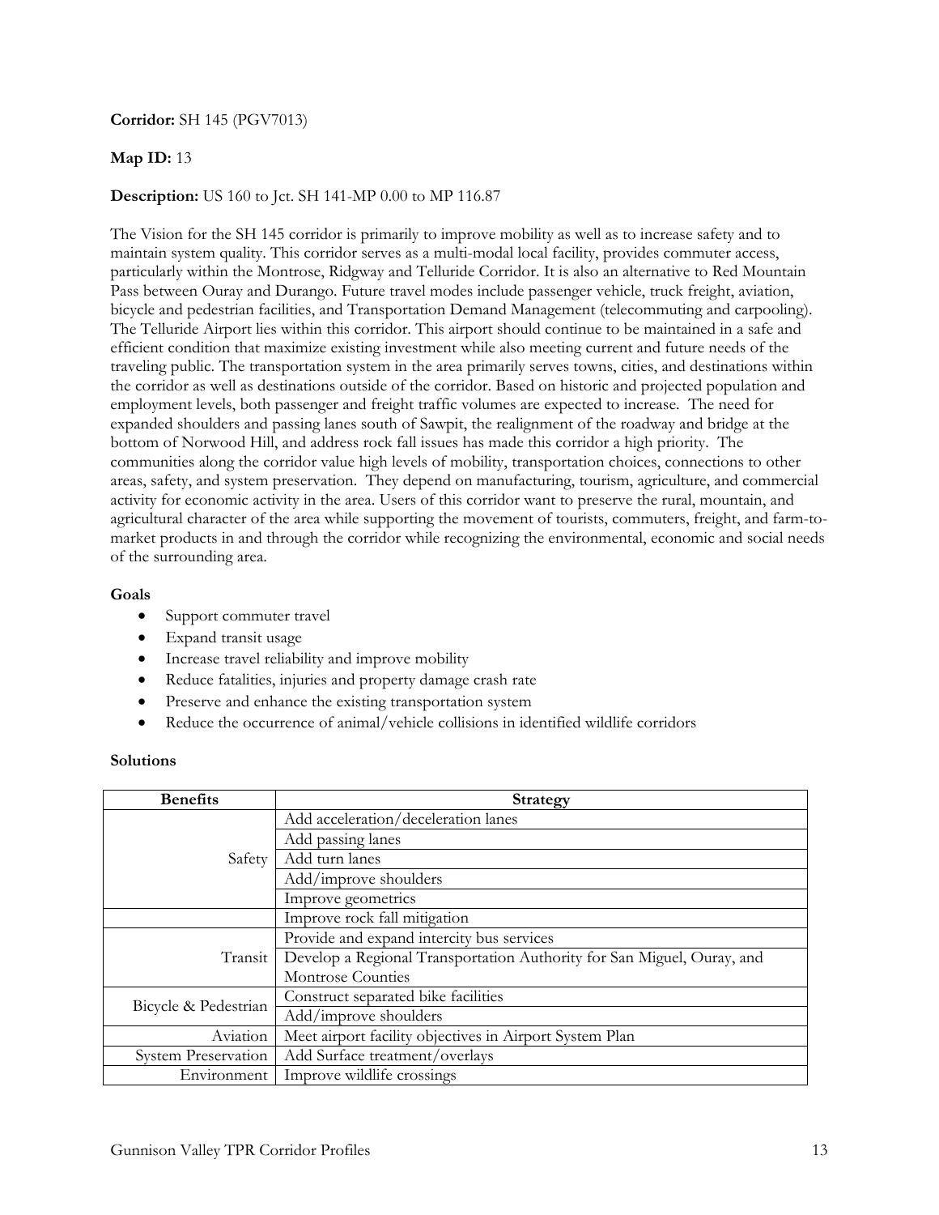**Corridor:** SH 145 (PGV7013)

**Map ID:** 13

**Description:** US 160 to Jct. SH 141-MP 0.00 to MP 116.87

The Vision for the SH 145 corridor is primarily to improve mobility as well as to increase safety and to maintain system quality. This corridor serves as a multi-modal local facility, provides commuter access, particularly within the Montrose, Ridgway and Telluride Corridor. It is also an alternative to Red Mountain Pass between Ouray and Durango. Future travel modes include passenger vehicle, truck freight, aviation, bicycle and pedestrian facilities, and Transportation Demand Management (telecommuting and carpooling). The Telluride Airport lies within this corridor. This airport should continue to be maintained in a safe and efficient condition that maximize existing investment while also meeting current and future needs of the traveling public. The transportation system in the area primarily serves towns, cities, and destinations within the corridor as well as destinations outside of the corridor. Based on historic and projected population and employment levels, both passenger and freight traffic volumes are expected to increase. The need for expanded shoulders and passing lanes south of Sawpit, the realignment of the roadway and bridge at the bottom of Norwood Hill, and address rock fall issues has made this corridor a high priority. The communities along the corridor value high levels of mobility, transportation choices, connections to other areas, safety, and system preservation. They depend on manufacturing, tourism, agriculture, and commercial activity for economic activity in the area. Users of this corridor want to preserve the rural, mountain, and agricultural character of the area while supporting the movement of tourists, commuters, freight, and farm-to-market products in and through the corridor while recognizing the environmental, economic and social needs of the surrounding area.

**Goals**

- Support commuter travel
- Expand transit usage
- Increase travel reliability and improve mobility
- Reduce fatalities, injuries and property damage crash rate
- Preserve and enhance the existing transportation system
- Reduce the occurrence of animal/vehicle collisions in identified wildlife corridors

**Solutions**

| Benefits | Strategy |
|---|---|
| Safety | Add acceleration/deceleration lanes |
| | Add passing lanes |
| | Add turn lanes |
| | Add/improve shoulders |
| | Improve geometrics |
| | Improve rock fall mitigation |
| Transit | Provide and expand intercity bus services |
| | Develop a Regional Transportation Authority for San Miguel, Ouray, and Montrose Counties |
| Bicycle & Pedestrian | Construct separated bike facilities |
| | Add/improve shoulders |
| Aviation | Meet airport facility objectives in Airport System Plan |
| System Preservation | Add Surface treatment/overlays |
| Environment | Improve wildlife crossings |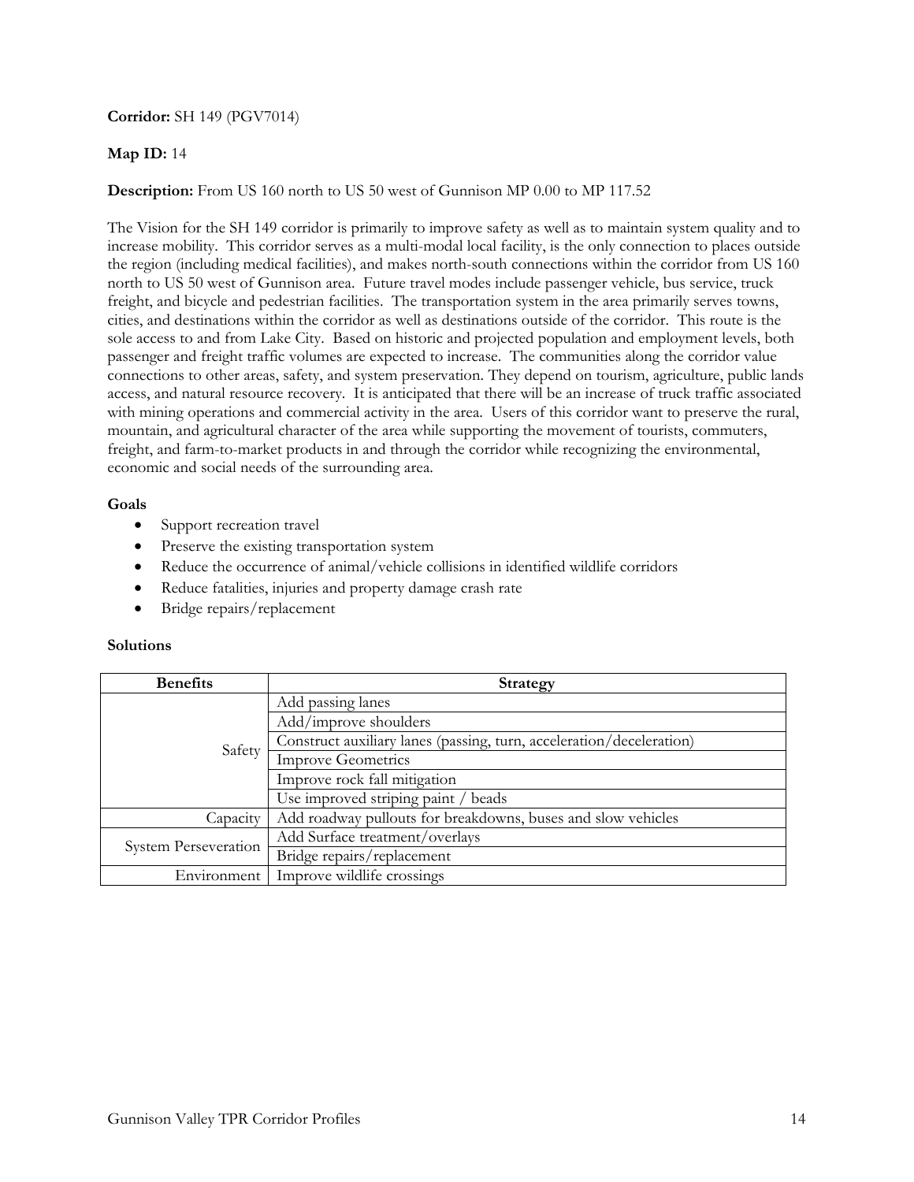**Corridor:** SH 149 (PGV7014)

**Map ID:** 14

**Description:** From US 160 north to US 50 west of Gunnison MP 0.00 to MP 117.52

The Vision for the SH 149 corridor is primarily to improve safety as well as to maintain system quality and to increase mobility. This corridor serves as a multi-modal local facility, is the only connection to places outside the region (including medical facilities), and makes north-south connections within the corridor from US 160 north to US 50 west of Gunnison area. Future travel modes include passenger vehicle, bus service, truck freight, and bicycle and pedestrian facilities. The transportation system in the area primarily serves towns, cities, and destinations within the corridor as well as destinations outside of the corridor. This route is the sole access to and from Lake City. Based on historic and projected population and employment levels, both passenger and freight traffic volumes are expected to increase. The communities along the corridor value connections to other areas, safety, and system preservation. They depend on tourism, agriculture, public lands access, and natural resource recovery. It is anticipated that there will be an increase of truck traffic associated with mining operations and commercial activity in the area. Users of this corridor want to preserve the rural, mountain, and agricultural character of the area while supporting the movement of tourists, commuters, freight, and farm-to-market products in and through the corridor while recognizing the environmental, economic and social needs of the surrounding area.

**Goals**

- Support recreation travel
- Preserve the existing transportation system
- Reduce the occurrence of animal/vehicle collisions in identified wildlife corridors
- Reduce fatalities, injuries and property damage crash rate
- Bridge repairs/replacement

**Solutions**

| Benefits | Strategy |
|---|---|
| Safety | Add passing lanes |
| | Add/improve shoulders |
| | Construct auxiliary lanes (passing, turn, acceleration/deceleration) |
| | Improve Geometrics |
| | Improve rock fall mitigation |
| | Use improved striping paint / beads |
| Capacity | Add roadway pullouts for breakdowns, buses and slow vehicles |
| System Perseveration | Add Surface treatment/overlays |
| | Bridge repairs/replacement |
| Environment | Improve wildlife crossings |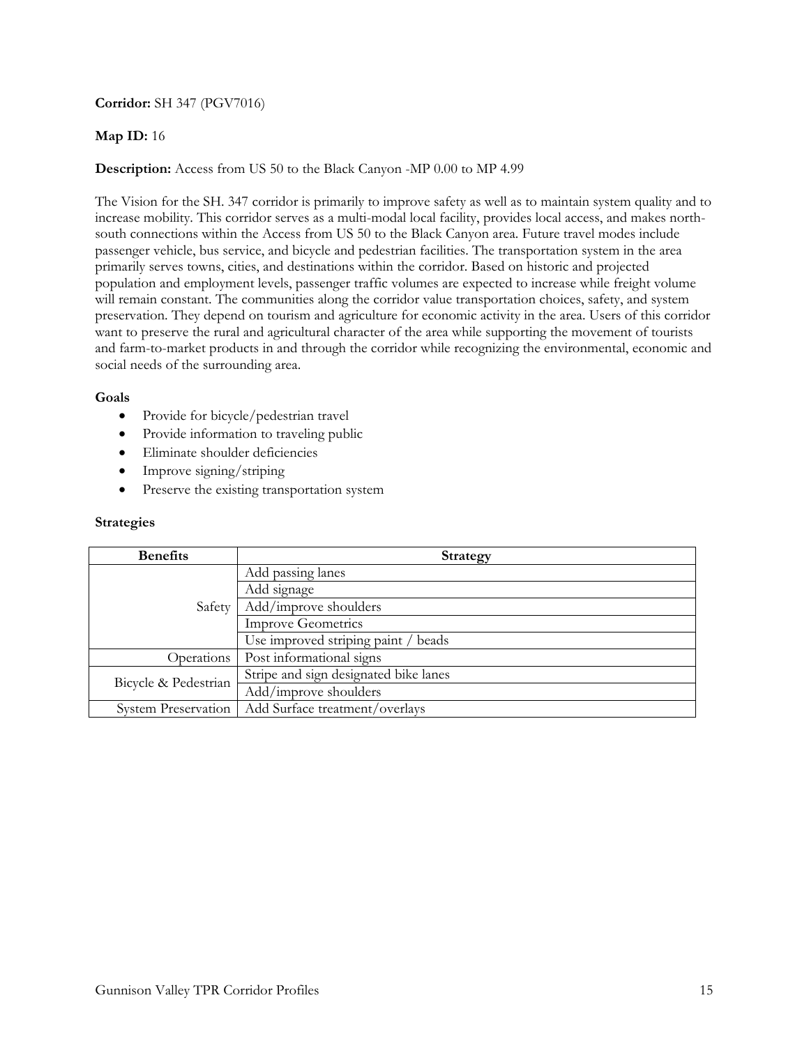**Corridor:** SH 347 (PGV7016)

**Map ID:** 16

**Description:** Access from US 50 to the Black Canyon -MP 0.00 to MP 4.99

The Vision for the SH. 347 corridor is primarily to improve safety as well as to maintain system quality and to increase mobility. This corridor serves as a multi-modal local facility, provides local access, and makes north-south connections within the Access from US 50 to the Black Canyon area. Future travel modes include passenger vehicle, bus service, and bicycle and pedestrian facilities. The transportation system in the area primarily serves towns, cities, and destinations within the corridor. Based on historic and projected population and employment levels, passenger traffic volumes are expected to increase while freight volume will remain constant. The communities along the corridor value transportation choices, safety, and system preservation. They depend on tourism and agriculture for economic activity in the area. Users of this corridor want to preserve the rural and agricultural character of the area while supporting the movement of tourists and farm-to-market products in and through the corridor while recognizing the environmental, economic and social needs of the surrounding area.

### Goals

- Provide for bicycle/pedestrian travel
- Provide information to traveling public
- Eliminate shoulder deficiencies
- Improve signing/striping
- Preserve the existing transportation system

### Strategies

| Benefits | Strategy |
|---|---|
| Safety | Add passing lanes |
| | Add signage |
| | Add/improve shoulders |
| | Improve Geometrics |
| | Use improved striping paint / beads |
| Operations | Post informational signs |
| Bicycle & Pedestrian | Stripe and sign designated bike lanes |
| | Add/improve shoulders |
| System Preservation | Add Surface treatment/overlays |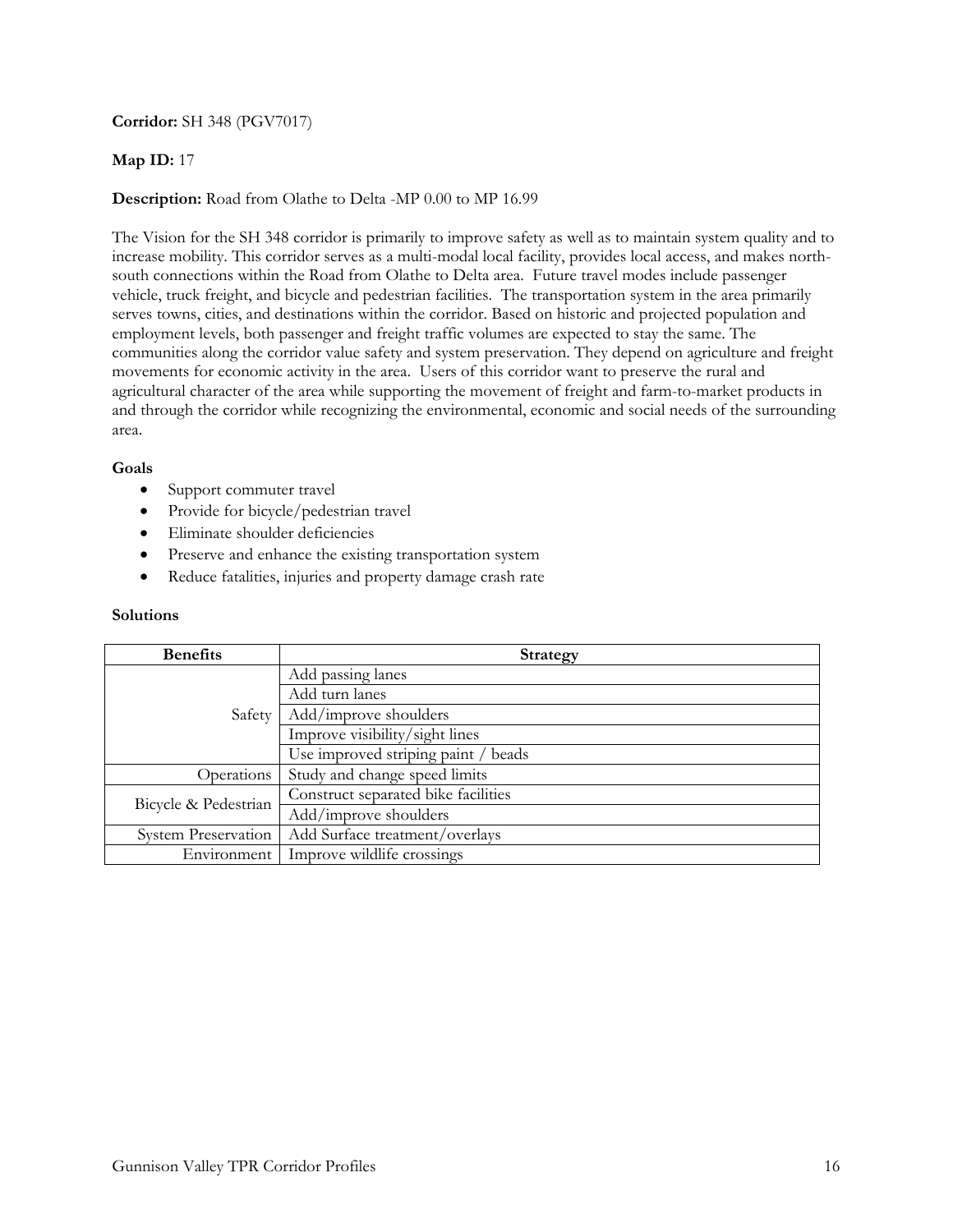**Corridor:** SH 348 (PGV7017)

**Map ID:** 17

**Description:** Road from Olathe to Delta -MP 0.00 to MP 16.99

The Vision for the SH 348 corridor is primarily to improve safety as well as to maintain system quality and to increase mobility. This corridor serves as a multi-modal local facility, provides local access, and makes north-south connections within the Road from Olathe to Delta area. Future travel modes include passenger vehicle, truck freight, and bicycle and pedestrian facilities. The transportation system in the area primarily serves towns, cities, and destinations within the corridor. Based on historic and projected population and employment levels, both passenger and freight traffic volumes are expected to stay the same. The communities along the corridor value safety and system preservation. They depend on agriculture and freight movements for economic activity in the area. Users of this corridor want to preserve the rural and agricultural character of the area while supporting the movement of freight and farm-to-market products in and through the corridor while recognizing the environmental, economic and social needs of the surrounding area.

**Goals**

- Support commuter travel
- Provide for bicycle/pedestrian travel
- Eliminate shoulder deficiencies
- Preserve and enhance the existing transportation system
- Reduce fatalities, injuries and property damage crash rate

**Solutions**

| Benefits | Strategy |
|---|---|
| Safety | Add passing lanes |
| | Add turn lanes |
| | Add/improve shoulders |
| | Improve visibility/sight lines |
| | Use improved striping paint / beads |
| Operations | Study and change speed limits |
| Bicycle & Pedestrian | Construct separated bike facilities |
| | Add/improve shoulders |
| System Preservation | Add Surface treatment/overlays |
| Environment | Improve wildlife crossings |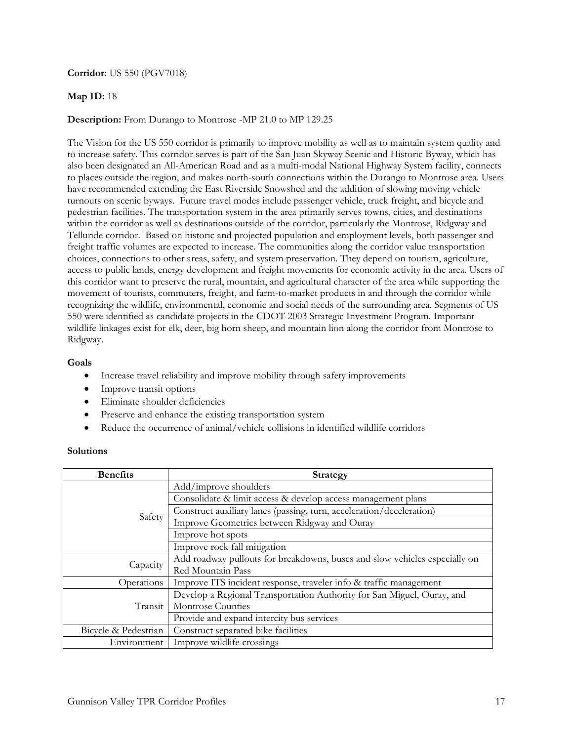**Corridor:** US 550 (PGV7018)

**Map ID:** 18

**Description:** From Durango to Montrose -MP 21.0 to MP 129.25

The Vision for the US 550 corridor is primarily to improve mobility as well as to maintain system quality and to increase safety. This corridor serves is part of the San Juan Skyway Scenic and Historic Byway, which has also been designated an All-American Road and as a multi-modal National Highway System facility, connects to places outside the region, and makes north-south connections within the Durango to Montrose area. Users have recommended extending the East Riverside Snowshed and the addition of slowing moving vehicle turnouts on scenic byways. Future travel modes include passenger vehicle, truck freight, and bicycle and pedestrian facilities. The transportation system in the area primarily serves towns, cities, and destinations within the corridor as well as destinations outside of the corridor, particularly the Montrose, Ridgway and Telluride corridor. Based on historic and projected population and employment levels, both passenger and freight traffic volumes are expected to increase. The communities along the corridor value transportation choices, connections to other areas, safety, and system preservation. They depend on tourism, agriculture, access to public lands, energy development and freight movements for economic activity in the area. Users of this corridor want to preserve the rural, mountain, and agricultural character of the area while supporting the movement of tourists, commuters, freight, and farm-to-market products in and through the corridor while recognizing the wildlife, environmental, economic and social needs of the surrounding area. Segments of US 550 were identified as candidate projects in the CDOT 2003 Strategic Investment Program. Important wildlife linkages exist for elk, deer, big horn sheep, and mountain lion along the corridor from Montrose to Ridgway.

**Goals**

- Increase travel reliability and improve mobility through safety improvements
- Improve transit options
- Eliminate shoulder deficiencies
- Preserve and enhance the existing transportation system
- Reduce the occurrence of animal/vehicle collisions in identified wildlife corridors

**Solutions**

| Benefits | Strategy |
|---|---|
| Safety | Add/improve shoulders |
| | Consolidate & limit access & develop access management plans |
| | Construct auxiliary lanes (passing, turn, acceleration/deceleration) |
| | Improve Geometrics between Ridgway and Ouray |
| | Improve hot spots |
| | Improve rock fall mitigation |
| Capacity | Add roadway pullouts for breakdowns, buses and slow vehicles especially on Red Mountain Pass |
| Operations | Improve ITS incident response, traveler info & traffic management |
| Transit | Develop a Regional Transportation Authority for San Miguel, Ouray, and Montrose Counties |
| | Provide and expand intercity bus services |
| Bicycle & Pedestrian | Construct separated bike facilities |
| Environment | Improve wildlife crossings |